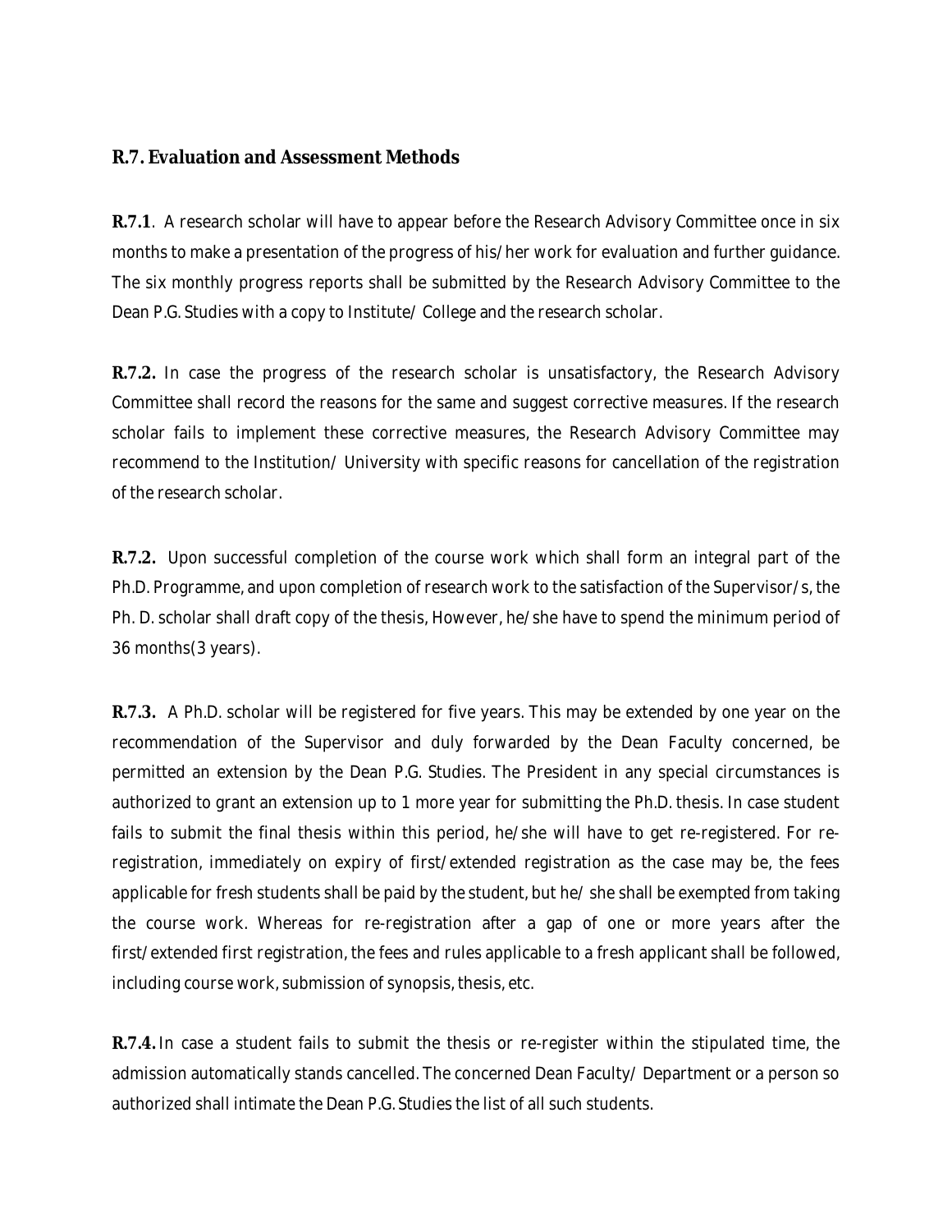## R.7. Evaluation and Assessment Methods

**R.7.1**. A research scholar will have to appear before the Research Advisory Committee once in six months to make a presentation of the progress of his/her work for evaluation and further guidance. The six monthly progress reports shall be submitted by the Research Advisory Committee to the Dean P.G. Studies with a copy to Institute/ College and the research scholar.

**R.7.2.** In case the progress of the research scholar is unsatisfactory, the Research Advisory Committee shall record the reasons for the same and suggest corrective measures. If the research scholar fails to implement these corrective measures, the Research Advisory Committee may recommend to the Institution/ University with specific reasons for cancellation of the registration of the research scholar.

**R.7.2.** Upon successful completion of the course work which shall form an integral part of the Ph.D. Programme, and upon completion of research work to the satisfaction of the Supervisor/s, the Ph. D. scholar shall draft copy of the thesis, However, he/she have to spend the minimum period of 36 months(3 years).

**R.7.3.** A Ph.D. scholar will be registered for five years. This may be extended by one year on the recommendation of the Supervisor and duly forwarded by the Dean Faculty concerned, be permitted an extension by the Dean P.G. Studies. The President in any special circumstances is authorized to grant an extension up to 1 more year for submitting the Ph.D. thesis. In case student fails to submit the final thesis within this period, he/she will have to get re-registered. For re-registration, immediately on expiry of first/extended registration as the case may be, the fees applicable for fresh students shall be paid by the student, but he/ she shall be exempted from taking the course work. Whereas for re-registration after a gap of one or more years after the first/extended first registration, the fees and rules applicable to a fresh applicant shall be followed, including course work, submission of synopsis, thesis, etc.

**R.7.4.** In case a student fails to submit the thesis or re-register within the stipulated time, the admission automatically stands cancelled. The concerned Dean Faculty/ Department or a person so authorized shall intimate the Dean P.G. Studies the list of all such students.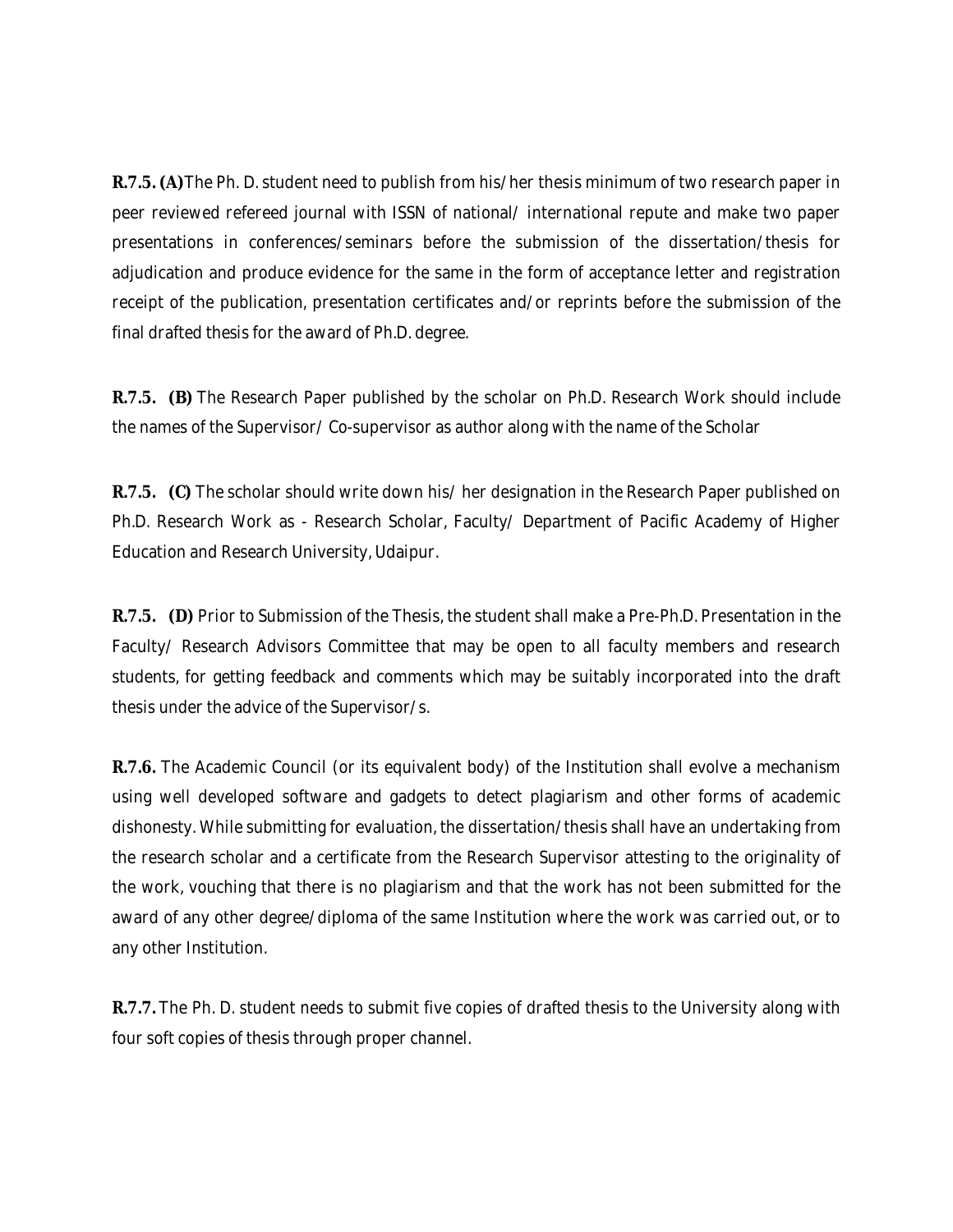**R.7.5. (A)** The Ph. D. student need to publish from his/her thesis minimum of two research paper in peer reviewed refereed journal with ISSN of national/ international repute and make two paper presentations in conferences/seminars before the submission of the dissertation/thesis for adjudication and produce evidence for the same in the form of acceptance letter and registration receipt of the publication, presentation certificates and/or reprints before the submission of the final drafted thesis for the award of Ph.D. degree.

**R.7.5. (B)** The Research Paper published by the scholar on Ph.D. Research Work should include the names of the Supervisor/ Co-supervisor as author along with the name of the Scholar

**R.7.5. (C)** The scholar should write down his/ her designation in the Research Paper published on Ph.D. Research Work as - Research Scholar, Faculty/ Department of Pacific Academy of Higher Education and Research University, Udaipur.

**R.7.5. (D)** Prior to Submission of the Thesis, the student shall make a Pre-Ph.D. Presentation in the Faculty/ Research Advisors Committee that may be open to all faculty members and research students, for getting feedback and comments which may be suitably incorporated into the draft thesis under the advice of the Supervisor/s.

**R.7.6.** The Academic Council (or its equivalent body) of the Institution shall evolve a mechanism using well developed software and gadgets to detect plagiarism and other forms of academic dishonesty. While submitting for evaluation, the dissertation/thesis shall have an undertaking from the research scholar and a certificate from the Research Supervisor attesting to the originality of the work, vouching that there is no plagiarism and that the work has not been submitted for the award of any other degree/diploma of the same Institution where the work was carried out, or to any other Institution.

**R.7.7.** The Ph. D. student needs to submit five copies of drafted thesis to the University along with four soft copies of thesis through proper channel.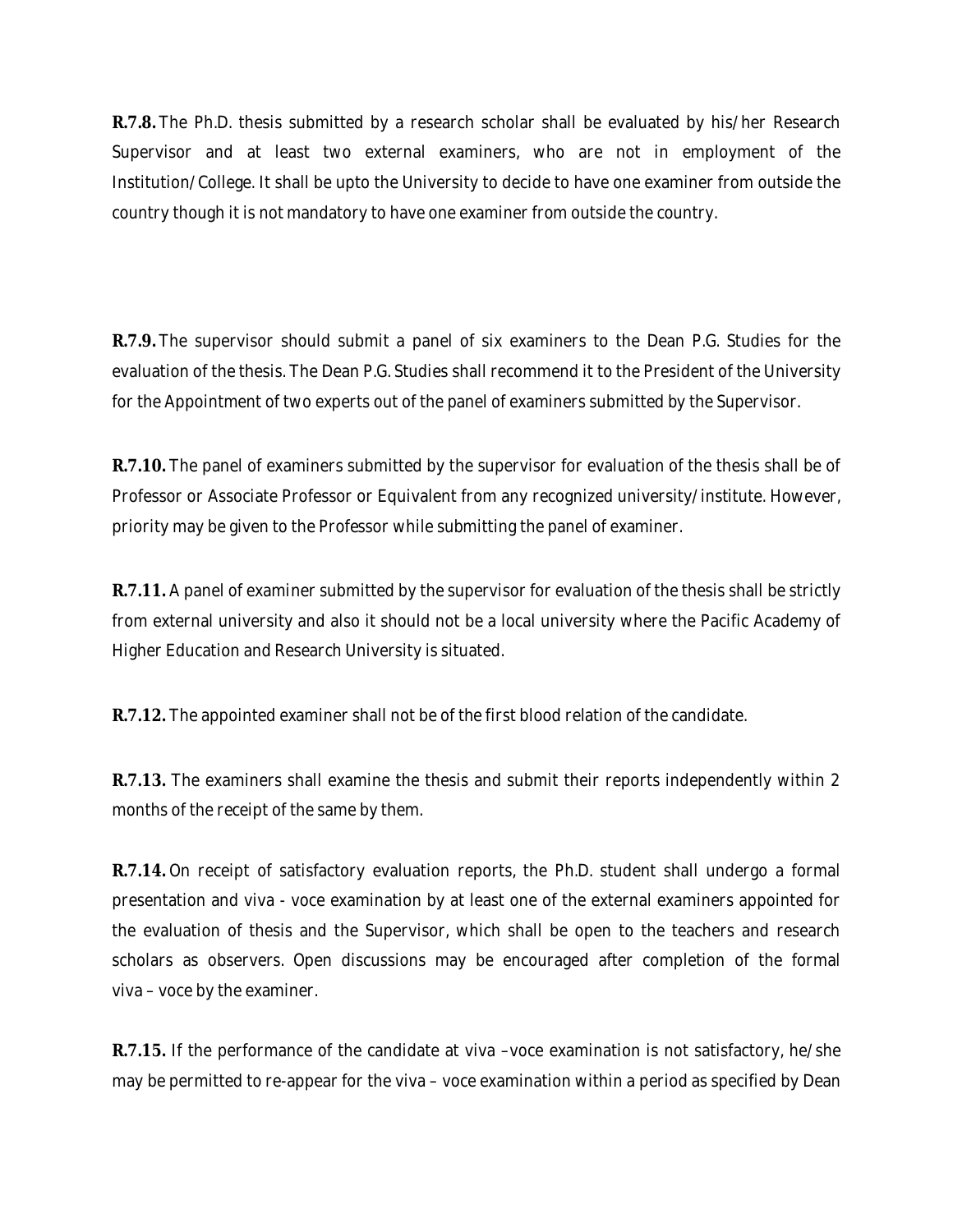**R.7.8.** The Ph.D. thesis submitted by a research scholar shall be evaluated by his/her Research Supervisor and at least two external examiners, who are not in employment of the Institution/College. It shall be upto the University to decide to have one examiner from outside the country though it is not mandatory to have one examiner from outside the country.

**R.7.9.** The supervisor should submit a panel of six examiners to the Dean P.G. Studies for the evaluation of the thesis. The Dean P.G. Studies shall recommend it to the President of the University for the Appointment of two experts out of the panel of examiners submitted by the Supervisor.

**R.7.10.** The panel of examiners submitted by the supervisor for evaluation of the thesis shall be of Professor or Associate Professor or Equivalent from any recognized university/institute. However, priority may be given to the Professor while submitting the panel of examiner.

**R.7.11.** A panel of examiner submitted by the supervisor for evaluation of the thesis shall be strictly from external university and also it should not be a local university where the Pacific Academy of Higher Education and Research University is situated.

**R.7.12.** The appointed examiner shall not be of the first blood relation of the candidate.

**R.7.13.** The examiners shall examine the thesis and submit their reports independently within 2 months of the receipt of the same by them.

**R.7.14.** On receipt of satisfactory evaluation reports, the Ph.D. student shall undergo a formal presentation and viva - voce examination by at least one of the external examiners appointed for the evaluation of thesis and the Supervisor, which shall be open to the teachers and research scholars as observers. Open discussions may be encouraged after completion of the formal viva – voce by the examiner.

**R.7.15.** If the performance of the candidate at viva –voce examination is not satisfactory, he/she may be permitted to re-appear for the viva – voce examination within a period as specified by Dean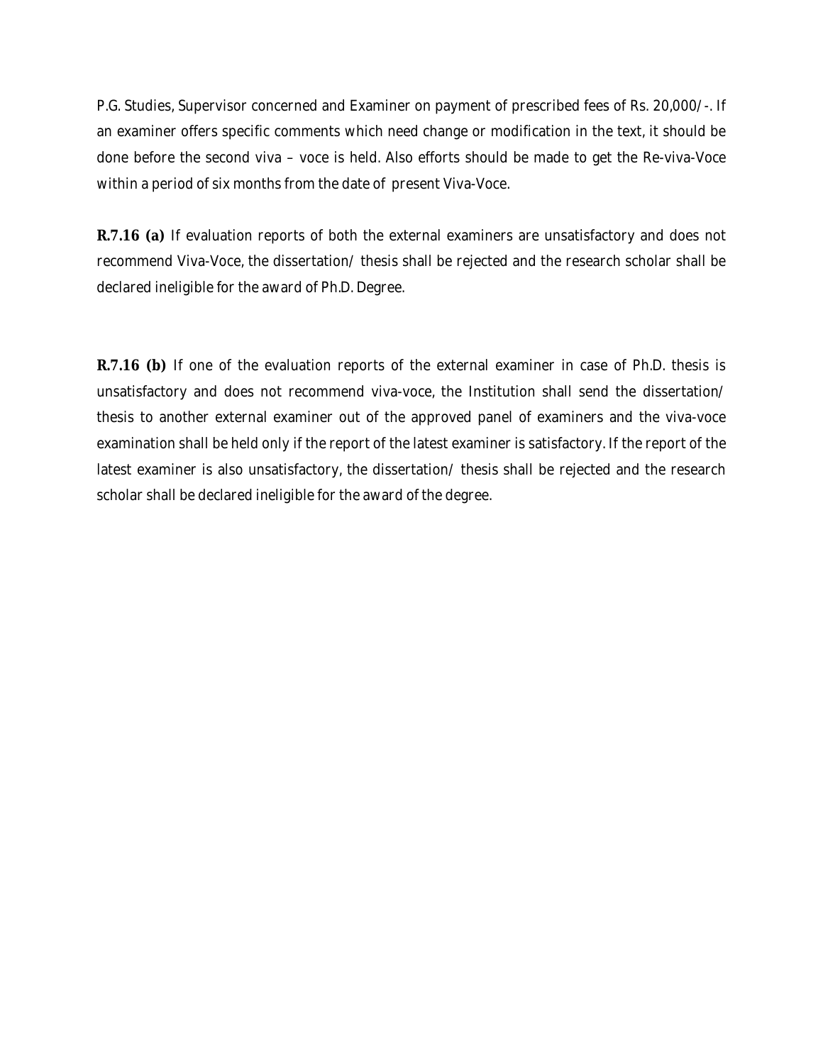P.G. Studies, Supervisor concerned and Examiner on payment of prescribed fees of Rs. 20,000/-. If an examiner offers specific comments which need change or modification in the text, it should be done before the second viva – voce is held. Also efforts should be made to get the Re-viva-Voce within a period of six months from the date of present Viva-Voce.

**R.7.16 (a)** If evaluation reports of both the external examiners are unsatisfactory and does not recommend Viva-Voce, the dissertation/ thesis shall be rejected and the research scholar shall be declared ineligible for the award of Ph.D. Degree.

**R.7.16 (b)** If one of the evaluation reports of the external examiner in case of Ph.D. thesis is unsatisfactory and does not recommend viva-voce, the Institution shall send the dissertation/ thesis to another external examiner out of the approved panel of examiners and the viva-voce examination shall be held only if the report of the latest examiner is satisfactory. If the report of the latest examiner is also unsatisfactory, the dissertation/ thesis shall be rejected and the research scholar shall be declared ineligible for the award of the degree.